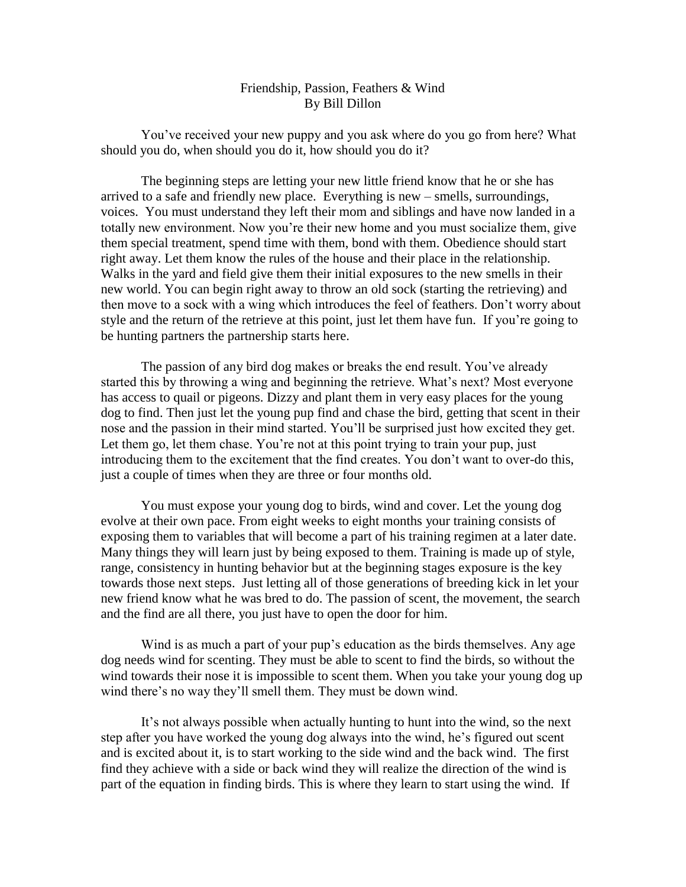# Friendship, Passion, Feathers & Wind

By Bill Dillon

You've received your new puppy and you ask where do you go from here? What should you do, when should you do it, how should you do it?

The beginning steps are letting your new little friend know that he or she has arrived to a safe and friendly new place. Everything is new – smells, surroundings, voices. You must understand they left their mom and siblings and have now landed in a totally new environment. Now you're their new home and you must socialize them, give them special treatment, spend time with them, bond with them. Obedience should start right away. Let them know the rules of the house and their place in the relationship. Walks in the yard and field give them their initial exposures to the new smells in their new world. You can begin right away to throw an old sock (starting the retrieving) and then move to a sock with a wing which introduces the feel of feathers. Don't worry about style and the return of the retrieve at this point, just let them have fun. If you're going to be hunting partners the partnership starts here.

The passion of any bird dog makes or breaks the end result. You've already started this by throwing a wing and beginning the retrieve. What's next? Most everyone has access to quail or pigeons. Dizzy and plant them in very easy places for the young dog to find. Then just let the young pup find and chase the bird, getting that scent in their nose and the passion in their mind started. You'll be surprised just how excited they get. Let them go, let them chase. You're not at this point trying to train your pup, just introducing them to the excitement that the find creates. You don't want to over-do this, just a couple of times when they are three or four months old.

You must expose your young dog to birds, wind and cover. Let the young dog evolve at their own pace. From eight weeks to eight months your training consists of exposing them to variables that will become a part of his training regimen at a later date. Many things they will learn just by being exposed to them. Training is made up of style, range, consistency in hunting behavior but at the beginning stages exposure is the key towards those next steps. Just letting all of those generations of breeding kick in let your new friend know what he was bred to do. The passion of scent, the movement, the search and the find are all there, you just have to open the door for him.

Wind is as much a part of your pup's education as the birds themselves. Any age dog needs wind for scenting. They must be able to scent to find the birds, so without the wind towards their nose it is impossible to scent them. When you take your young dog up wind there's no way they'll smell them. They must be down wind.

It's not always possible when actually hunting to hunt into the wind, so the next step after you have worked the young dog always into the wind, he's figured out scent and is excited about it, is to start working to the side wind and the back wind. The first find they achieve with a side or back wind they will realize the direction of the wind is part of the equation in finding birds. This is where they learn to start using the wind. If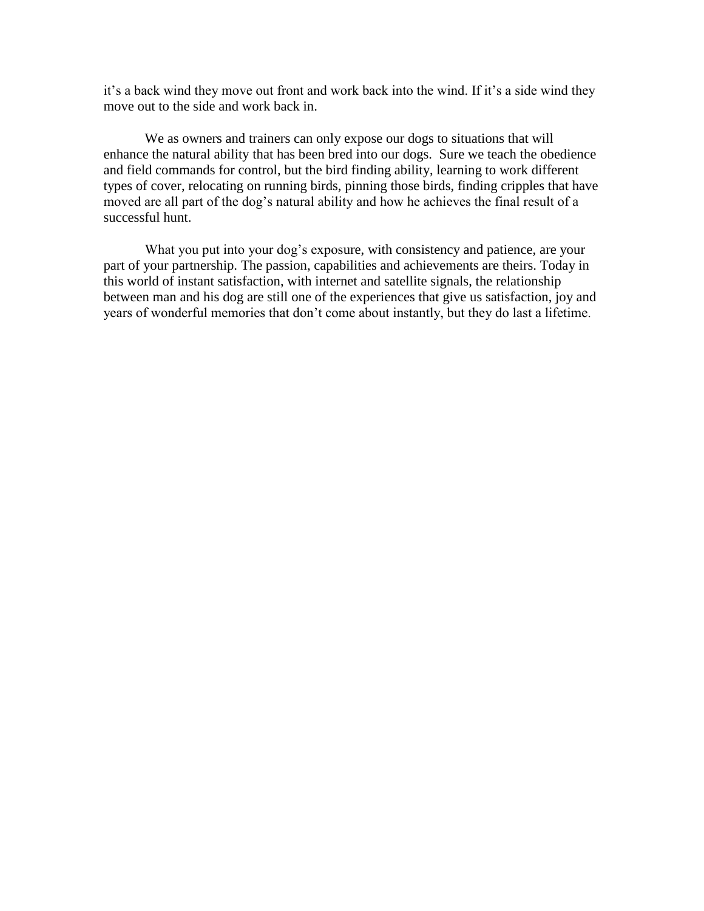it’s a back wind they move out front and work back into the wind. If it’s a side wind they move out to the side and work back in.

We as owners and trainers can only expose our dogs to situations that will enhance the natural ability that has been bred into our dogs. Sure we teach the obedience and field commands for control, but the bird finding ability, learning to work different types of cover, relocating on running birds, pinning those birds, finding cripples that have moved are all part of the dog’s natural ability and how he achieves the final result of a successful hunt.

What you put into your dog’s exposure, with consistency and patience, are your part of your partnership. The passion, capabilities and achievements are theirs. Today in this world of instant satisfaction, with internet and satellite signals, the relationship between man and his dog are still one of the experiences that give us satisfaction, joy and years of wonderful memories that don’t come about instantly, but they do last a lifetime.